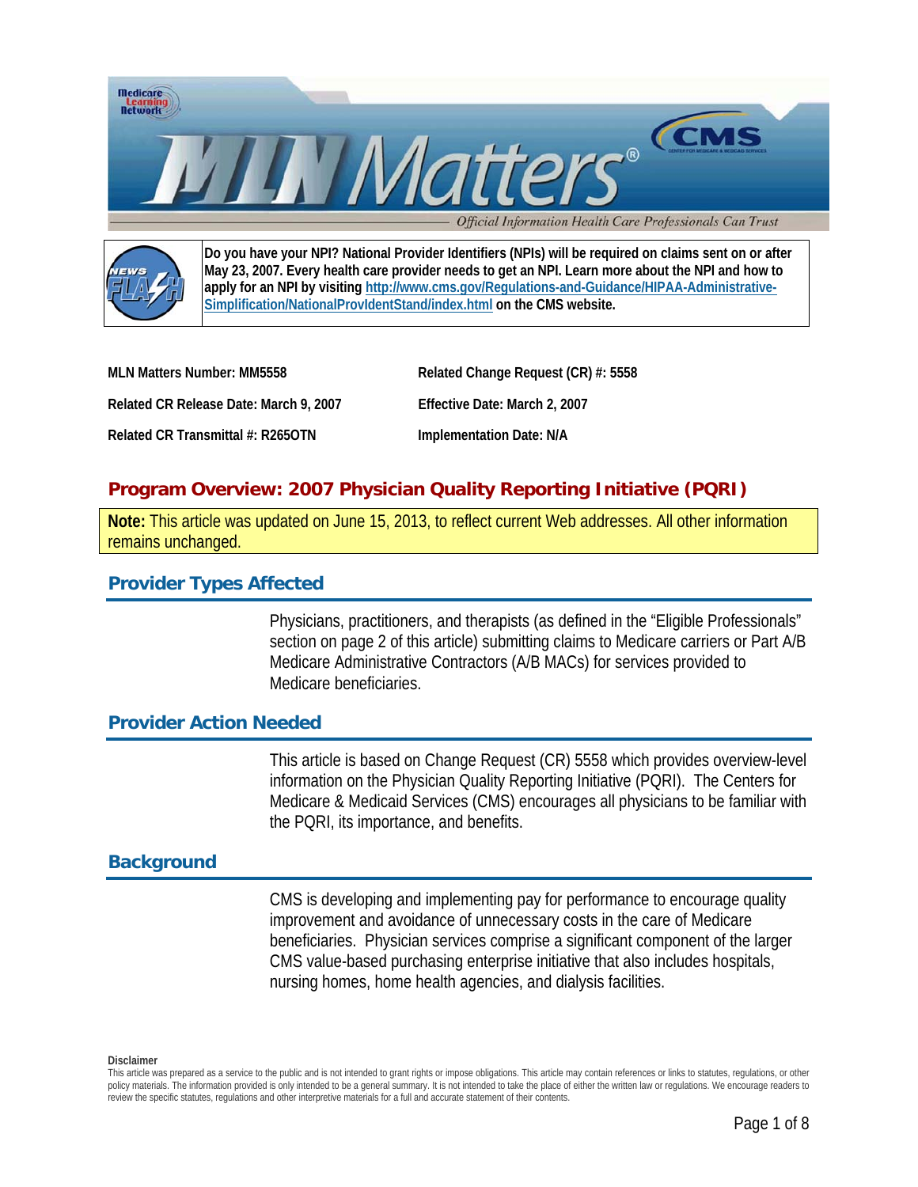**Do you have your NPI? National Provider Identifiers (NPIs) will be required on claims sent on or after May 23, 2007. Every health care provider needs to get an NPI. Learn more about the NPI and how to apply for an NPI by visiting http://www.cms.gov/Regulations-and-Guidance/HIPAA-Administrative-Simplification/NationalProvIdentStand/index.html on the CMS website.**

| | |
|---|---|
| **MLN Matters Number: MM5558** | **Related Change Request (CR) #: 5558** |
| **Related CR Release Date: March 9, 2007** | **Effective Date: March 2, 2007** |
| **Related CR Transmittal #: R265OTN** | **Implementation Date: N/A** |

# Program Overview: 2007 Physician Quality Reporting Initiative (PQRI)

**Note:** This article was updated on June 15, 2013, to reflect current Web addresses. All other information remains unchanged.

## Provider Types Affected

Physicians, practitioners, and therapists (as defined in the "Eligible Professionals" section on page 2 of this article) submitting claims to Medicare carriers or Part A/B Medicare Administrative Contractors (A/B MACs) for services provided to Medicare beneficiaries.

## Provider Action Needed

This article is based on Change Request (CR) 5558 which provides overview-level information on the Physician Quality Reporting Initiative (PQRI). The Centers for Medicare & Medicaid Services (CMS) encourages all physicians to be familiar with the PQRI, its importance, and benefits.

## Background

CMS is developing and implementing pay for performance to encourage quality improvement and avoidance of unnecessary costs in the care of Medicare beneficiaries. Physician services comprise a significant component of the larger CMS value-based purchasing enterprise initiative that also includes hospitals, nursing homes, home health agencies, and dialysis facilities.

**Disclaimer**
This article was prepared as a service to the public and is not intended to grant rights or impose obligations. This article may contain references or links to statutes, regulations, or other policy materials. The information provided is only intended to be a general summary. It is not intended to take the place of either the written law or regulations. We encourage readers to review the specific statutes, regulations and other interpretive materials for a full and accurate statement of their contents.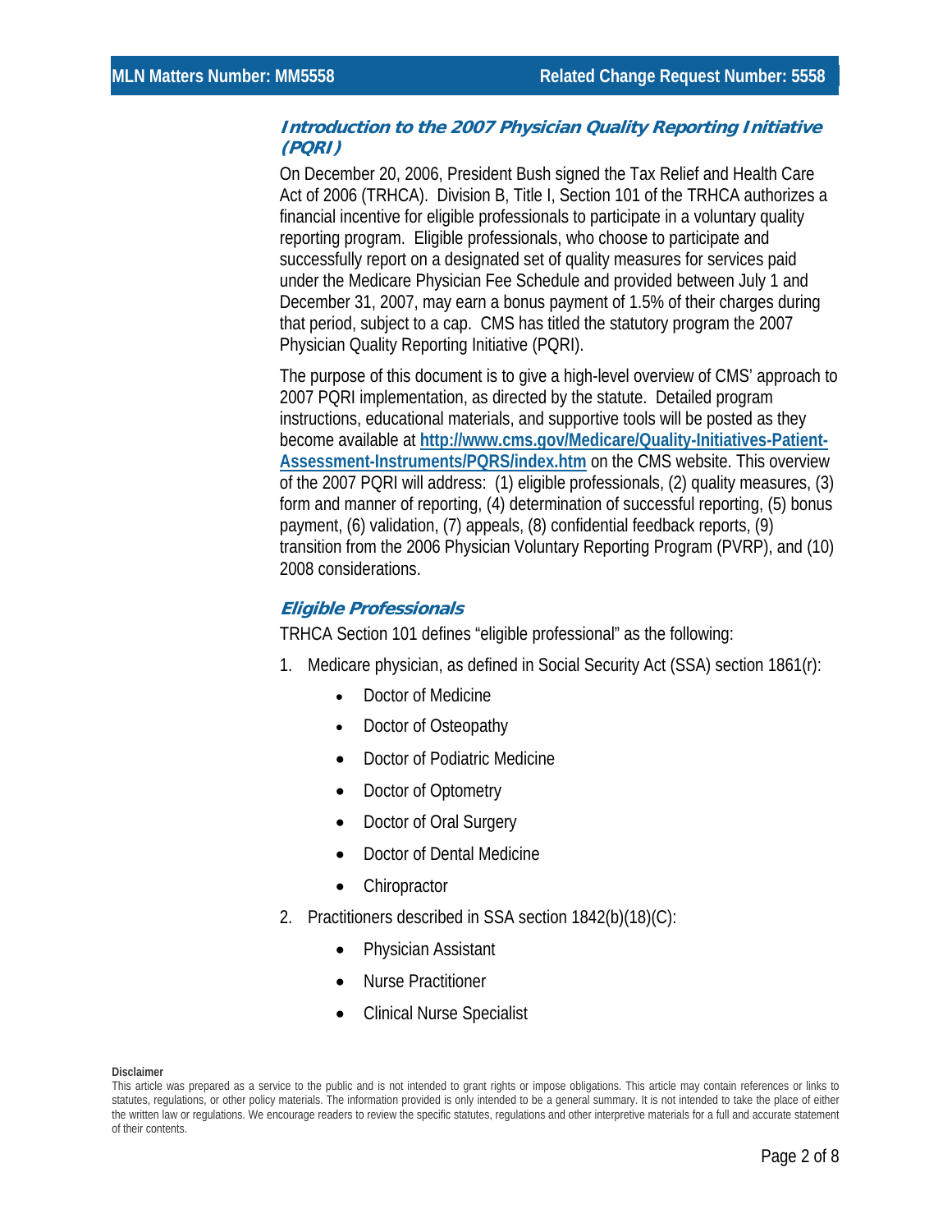### *Introduction to the 2007 Physician Quality Reporting Initiative (PQRI)*

On December 20, 2006, President Bush signed the Tax Relief and Health Care Act of 2006 (TRHCA). Division B, Title I, Section 101 of the TRHCA authorizes a financial incentive for eligible professionals to participate in a voluntary quality reporting program. Eligible professionals, who choose to participate and successfully report on a designated set of quality measures for services paid under the Medicare Physician Fee Schedule and provided between July 1 and December 31, 2007, may earn a bonus payment of 1.5% of their charges during that period, subject to a cap. CMS has titled the statutory program the 2007 Physician Quality Reporting Initiative (PQRI).

The purpose of this document is to give a high-level overview of CMS' approach to 2007 PQRI implementation, as directed by the statute. Detailed program instructions, educational materials, and supportive tools will be posted as they become available at [http://www.cms.gov/Medicare/Quality-Initiatives-Patient-Assessment-Instruments/PQRS/index.htm](http://www.cms.gov/Medicare/Quality-Initiatives-Patient-Assessment-Instruments/PQRS/index.htm) on the CMS website. This overview of the 2007 PQRI will address: (1) eligible professionals, (2) quality measures, (3) form and manner of reporting, (4) determination of successful reporting, (5) bonus payment, (6) validation, (7) appeals, (8) confidential feedback reports, (9) transition from the 2006 Physician Voluntary Reporting Program (PVRP), and (10) 2008 considerations.

### *Eligible Professionals*

TRHCA Section 101 defines "eligible professional" as the following:

1. Medicare physician, as defined in Social Security Act (SSA) section 1861(r):
    - Doctor of Medicine
    - Doctor of Osteopathy
    - Doctor of Podiatric Medicine
    - Doctor of Optometry
    - Doctor of Oral Surgery
    - Doctor of Dental Medicine
    - Chiropractor
2. Practitioners described in SSA section 1842(b)(18)(C):
    - Physician Assistant
    - Nurse Practitioner
    - Clinical Nurse Specialist

**Disclaimer**

This article was prepared as a service to the public and is not intended to grant rights or impose obligations. This article may contain references or links to statutes, regulations, or other policy materials. The information provided is only intended to be a general summary. It is not intended to take the place of either the written law or regulations. We encourage readers to review the specific statutes, regulations and other interpretive materials for a full and accurate statement of their contents.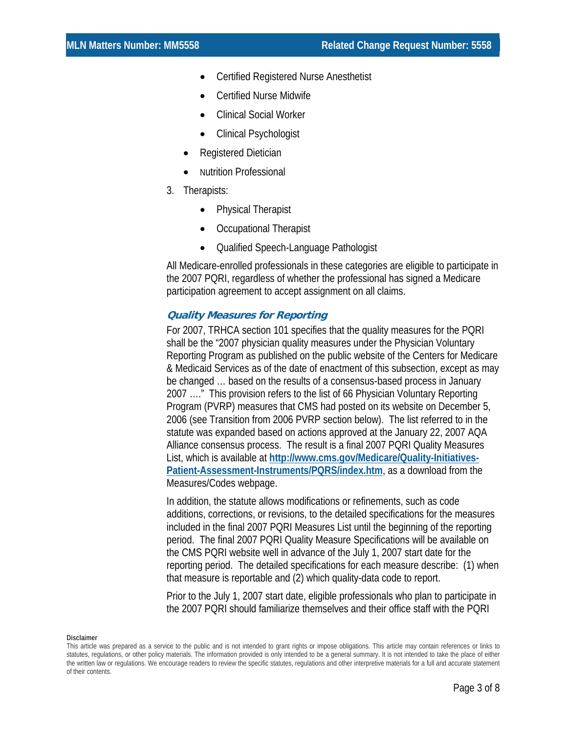- Certified Registered Nurse Anesthetist
    - Certified Nurse Midwife
    - Clinical Social Worker
    - Clinical Psychologist
- Registered Dietician
- Nutrition Professional

3. Therapists:
    - Physical Therapist
    - Occupational Therapist
    - Qualified Speech-Language Pathologist

All Medicare-enrolled professionals in these categories are eligible to participate in the 2007 PQRI, regardless of whether the professional has signed a Medicare participation agreement to accept assignment on all claims.

### *Quality Measures for Reporting*

For 2007, TRHCA section 101 specifies that the quality measures for the PQRI shall be the "2007 physician quality measures under the Physician Voluntary Reporting Program as published on the public website of the Centers for Medicare & Medicaid Services as of the date of enactment of this subsection, except as may be changed … based on the results of a consensus-based process in January 2007 …." This provision refers to the list of 66 Physician Voluntary Reporting Program (PVRP) measures that CMS had posted on its website on December 5, 2006 (see Transition from 2006 PVRP section below). The list referred to in the statute was expanded based on actions approved at the January 22, 2007 AQA Alliance consensus process. The result is a final 2007 PQRI Quality Measures List, which is available at **http://www.cms.gov/Medicare/Quality-Initiatives-Patient-Assessment-Instruments/PQRS/index.htm**, as a download from the Measures/Codes webpage.

In addition, the statute allows modifications or refinements, such as code additions, corrections, or revisions, to the detailed specifications for the measures included in the final 2007 PQRI Measures List until the beginning of the reporting period. The final 2007 PQRI Quality Measure Specifications will be available on the CMS PQRI website well in advance of the July 1, 2007 start date for the reporting period. The detailed specifications for each measure describe: (1) when that measure is reportable and (2) which quality-data code to report.

Prior to the July 1, 2007 start date, eligible professionals who plan to participate in the 2007 PQRI should familiarize themselves and their office staff with the PQRI

**Disclaimer**

This article was prepared as a service to the public and is not intended to grant rights or impose obligations. This article may contain references or links to statutes, regulations, or other policy materials. The information provided is only intended to be a general summary. It is not intended to take the place of either the written law or regulations. We encourage readers to review the specific statutes, regulations and other interpretive materials for a full and accurate statement of their contents.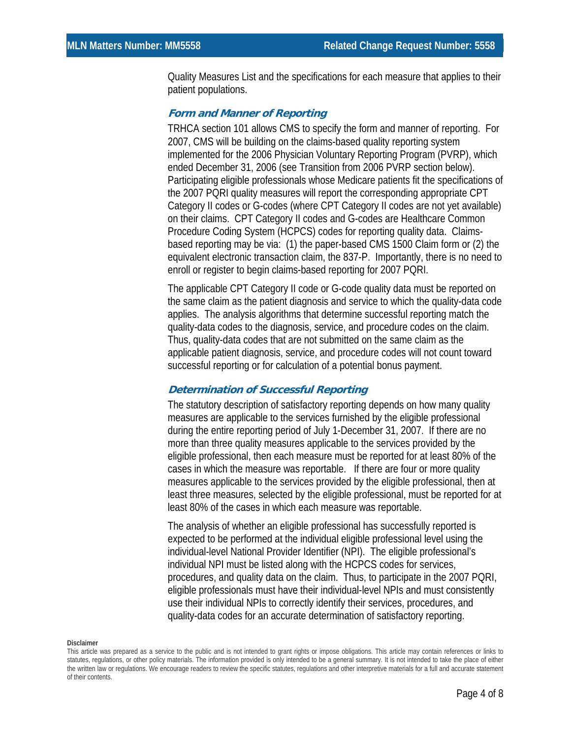Quality Measures List and the specifications for each measure that applies to their patient populations.

### *Form and Manner of Reporting*

TRHCA section 101 allows CMS to specify the form and manner of reporting. For 2007, CMS will be building on the claims-based quality reporting system implemented for the 2006 Physician Voluntary Reporting Program (PVRP), which ended December 31, 2006 (see Transition from 2006 PVRP section below). Participating eligible professionals whose Medicare patients fit the specifications of the 2007 PQRI quality measures will report the corresponding appropriate CPT Category II codes or G-codes (where CPT Category II codes are not yet available) on their claims. CPT Category II codes and G-codes are Healthcare Common Procedure Coding System (HCPCS) codes for reporting quality data. Claims-based reporting may be via: (1) the paper-based CMS 1500 Claim form or (2) the equivalent electronic transaction claim, the 837-P. Importantly, there is no need to enroll or register to begin claims-based reporting for 2007 PQRI.

The applicable CPT Category II code or G-code quality data must be reported on the same claim as the patient diagnosis and service to which the quality-data code applies. The analysis algorithms that determine successful reporting match the quality-data codes to the diagnosis, service, and procedure codes on the claim. Thus, quality-data codes that are not submitted on the same claim as the applicable patient diagnosis, service, and procedure codes will not count toward successful reporting or for calculation of a potential bonus payment.

### *Determination of Successful Reporting*

The statutory description of satisfactory reporting depends on how many quality measures are applicable to the services furnished by the eligible professional during the entire reporting period of July 1-December 31, 2007. If there are no more than three quality measures applicable to the services provided by the eligible professional, then each measure must be reported for at least 80% of the cases in which the measure was reportable. If there are four or more quality measures applicable to the services provided by the eligible professional, then at least three measures, selected by the eligible professional, must be reported for at least 80% of the cases in which each measure was reportable.

The analysis of whether an eligible professional has successfully reported is expected to be performed at the individual eligible professional level using the individual-level National Provider Identifier (NPI). The eligible professional's individual NPI must be listed along with the HCPCS codes for services, procedures, and quality data on the claim. Thus, to participate in the 2007 PQRI, eligible professionals must have their individual-level NPIs and must consistently use their individual NPIs to correctly identify their services, procedures, and quality-data codes for an accurate determination of satisfactory reporting.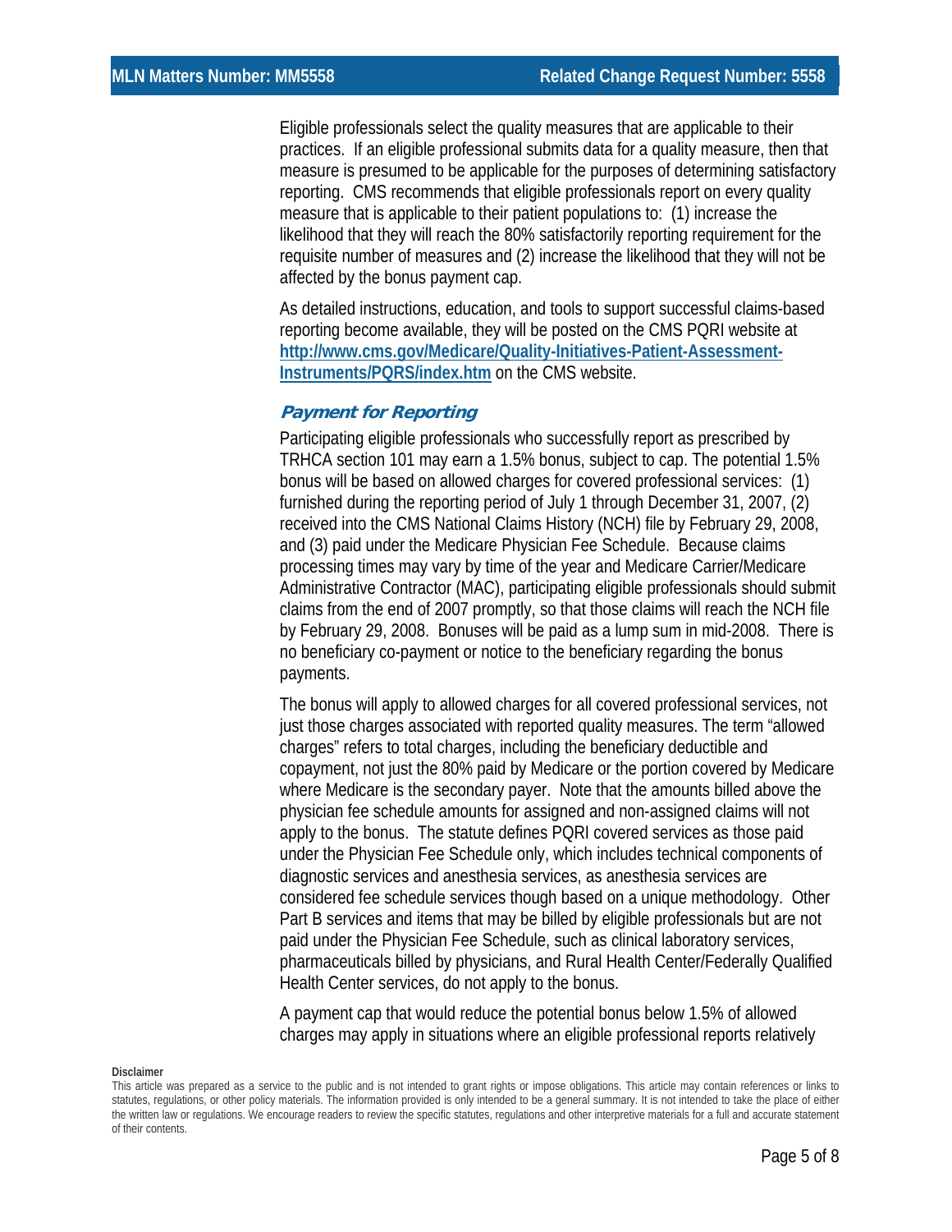Eligible professionals select the quality measures that are applicable to their practices. If an eligible professional submits data for a quality measure, then that measure is presumed to be applicable for the purposes of determining satisfactory reporting. CMS recommends that eligible professionals report on every quality measure that is applicable to their patient populations to: (1) increase the likelihood that they will reach the 80% satisfactorily reporting requirement for the requisite number of measures and (2) increase the likelihood that they will not be affected by the bonus payment cap.

As detailed instructions, education, and tools to support successful claims-based reporting become available, they will be posted on the CMS PQRI website at [http://www.cms.gov/Medicare/Quality-Initiatives-Patient-Assessment-Instruments/PQRS/index.htm](http://www.cms.gov/Medicare/Quality-Initiatives-Patient-Assessment-Instruments/PQRS/index.htm) on the CMS website.

### *Payment for Reporting*

Participating eligible professionals who successfully report as prescribed by TRHCA section 101 may earn a 1.5% bonus, subject to cap. The potential 1.5% bonus will be based on allowed charges for covered professional services: (1) furnished during the reporting period of July 1 through December 31, 2007, (2) received into the CMS National Claims History (NCH) file by February 29, 2008, and (3) paid under the Medicare Physician Fee Schedule. Because claims processing times may vary by time of the year and Medicare Carrier/Medicare Administrative Contractor (MAC), participating eligible professionals should submit claims from the end of 2007 promptly, so that those claims will reach the NCH file by February 29, 2008. Bonuses will be paid as a lump sum in mid-2008. There is no beneficiary co-payment or notice to the beneficiary regarding the bonus payments.

The bonus will apply to allowed charges for all covered professional services, not just those charges associated with reported quality measures. The term "allowed charges" refers to total charges, including the beneficiary deductible and copayment, not just the 80% paid by Medicare or the portion covered by Medicare where Medicare is the secondary payer. Note that the amounts billed above the physician fee schedule amounts for assigned and non-assigned claims will not apply to the bonus. The statute defines PQRI covered services as those paid under the Physician Fee Schedule only, which includes technical components of diagnostic services and anesthesia services, as anesthesia services are considered fee schedule services though based on a unique methodology. Other Part B services and items that may be billed by eligible professionals but are not paid under the Physician Fee Schedule, such as clinical laboratory services, pharmaceuticals billed by physicians, and Rural Health Center/Federally Qualified Health Center services, do not apply to the bonus.

A payment cap that would reduce the potential bonus below 1.5% of allowed charges may apply in situations where an eligible professional reports relatively

**Disclaimer**

This article was prepared as a service to the public and is not intended to grant rights or impose obligations. This article may contain references or links to statutes, regulations, or other policy materials. The information provided is only intended to be a general summary. It is not intended to take the place of either the written law or regulations. We encourage readers to review the specific statutes, regulations and other interpretive materials for a full and accurate statement of their contents.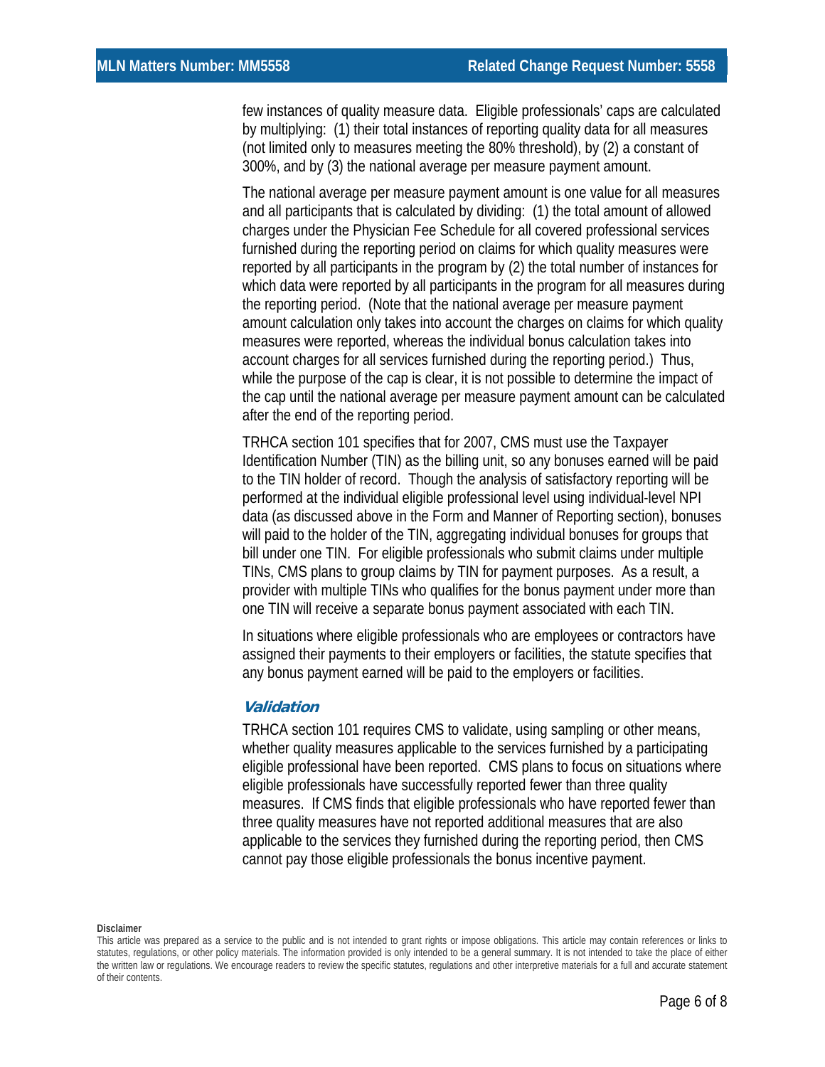few instances of quality measure data. Eligible professionals' caps are calculated by multiplying: (1) their total instances of reporting quality data for all measures (not limited only to measures meeting the 80% threshold), by (2) a constant of 300%, and by (3) the national average per measure payment amount.

The national average per measure payment amount is one value for all measures and all participants that is calculated by dividing: (1) the total amount of allowed charges under the Physician Fee Schedule for all covered professional services furnished during the reporting period on claims for which quality measures were reported by all participants in the program by (2) the total number of instances for which data were reported by all participants in the program for all measures during the reporting period. (Note that the national average per measure payment amount calculation only takes into account the charges on claims for which quality measures were reported, whereas the individual bonus calculation takes into account charges for all services furnished during the reporting period.) Thus, while the purpose of the cap is clear, it is not possible to determine the impact of the cap until the national average per measure payment amount can be calculated after the end of the reporting period.

TRHCA section 101 specifies that for 2007, CMS must use the Taxpayer Identification Number (TIN) as the billing unit, so any bonuses earned will be paid to the TIN holder of record. Though the analysis of satisfactory reporting will be performed at the individual eligible professional level using individual-level NPI data (as discussed above in the Form and Manner of Reporting section), bonuses will paid to the holder of the TIN, aggregating individual bonuses for groups that bill under one TIN. For eligible professionals who submit claims under multiple TINs, CMS plans to group claims by TIN for payment purposes. As a result, a provider with multiple TINs who qualifies for the bonus payment under more than one TIN will receive a separate bonus payment associated with each TIN.

In situations where eligible professionals who are employees or contractors have assigned their payments to their employers or facilities, the statute specifies that any bonus payment earned will be paid to the employers or facilities.

### *Validation*

TRHCA section 101 requires CMS to validate, using sampling or other means, whether quality measures applicable to the services furnished by a participating eligible professional have been reported. CMS plans to focus on situations where eligible professionals have successfully reported fewer than three quality measures. If CMS finds that eligible professionals who have reported fewer than three quality measures have not reported additional measures that are also applicable to the services they furnished during the reporting period, then CMS cannot pay those eligible professionals the bonus incentive payment.

**Disclaimer**

This article was prepared as a service to the public and is not intended to grant rights or impose obligations. This article may contain references or links to statutes, regulations, or other policy materials. The information provided is only intended to be a general summary. It is not intended to take the place of either the written law or regulations. We encourage readers to review the specific statutes, regulations and other interpretive materials for a full and accurate statement of their contents.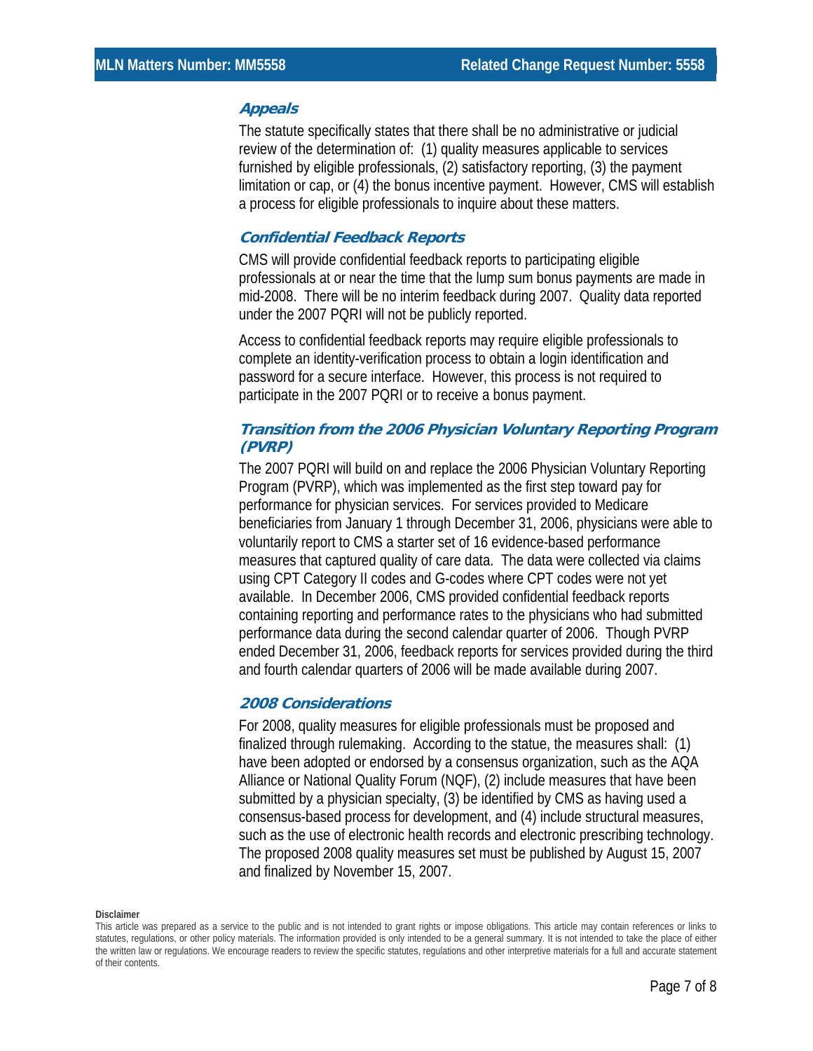### *Appeals*

The statute specifically states that there shall be no administrative or judicial review of the determination of: (1) quality measures applicable to services furnished by eligible professionals, (2) satisfactory reporting, (3) the payment limitation or cap, or (4) the bonus incentive payment. However, CMS will establish a process for eligible professionals to inquire about these matters.

### *Confidential Feedback Reports*

CMS will provide confidential feedback reports to participating eligible professionals at or near the time that the lump sum bonus payments are made in mid-2008. There will be no interim feedback during 2007. Quality data reported under the 2007 PQRI will not be publicly reported.

Access to confidential feedback reports may require eligible professionals to complete an identity-verification process to obtain a login identification and password for a secure interface. However, this process is not required to participate in the 2007 PQRI or to receive a bonus payment.

### *Transition from the 2006 Physician Voluntary Reporting Program (PVRP)*

The 2007 PQRI will build on and replace the 2006 Physician Voluntary Reporting Program (PVRP), which was implemented as the first step toward pay for performance for physician services. For services provided to Medicare beneficiaries from January 1 through December 31, 2006, physicians were able to voluntarily report to CMS a starter set of 16 evidence-based performance measures that captured quality of care data. The data were collected via claims using CPT Category II codes and G-codes where CPT codes were not yet available. In December 2006, CMS provided confidential feedback reports containing reporting and performance rates to the physicians who had submitted performance data during the second calendar quarter of 2006. Though PVRP ended December 31, 2006, feedback reports for services provided during the third and fourth calendar quarters of 2006 will be made available during 2007.

### *2008 Considerations*

For 2008, quality measures for eligible professionals must be proposed and finalized through rulemaking. According to the statue, the measures shall: (1) have been adopted or endorsed by a consensus organization, such as the AQA Alliance or National Quality Forum (NQF), (2) include measures that have been submitted by a physician specialty, (3) be identified by CMS as having used a consensus-based process for development, and (4) include structural measures, such as the use of electronic health records and electronic prescribing technology. The proposed 2008 quality measures set must be published by August 15, 2007 and finalized by November 15, 2007.

**Disclaimer**

This article was prepared as a service to the public and is not intended to grant rights or impose obligations. This article may contain references or links to statutes, regulations, or other policy materials. The information provided is only intended to be a general summary. It is not intended to take the place of either the written law or regulations. We encourage readers to review the specific statutes, regulations and other interpretive materials for a full and accurate statement of their contents.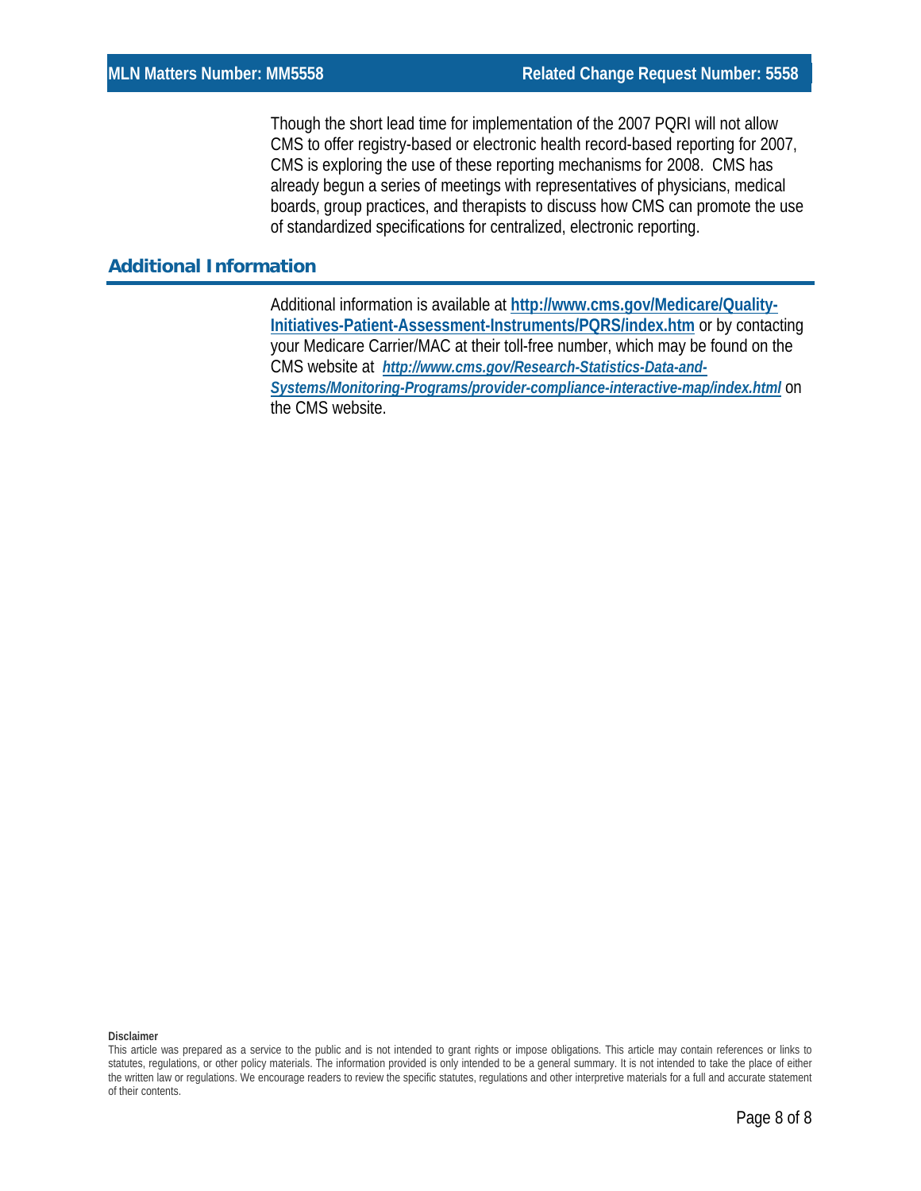Though the short lead time for implementation of the 2007 PQRI will not allow CMS to offer registry-based or electronic health record-based reporting for 2007, CMS is exploring the use of these reporting mechanisms for 2008. CMS has already begun a series of meetings with representatives of physicians, medical boards, group practices, and therapists to discuss how CMS can promote the use of standardized specifications for centralized, electronic reporting.

## Additional Information

Additional information is available at **http://www.cms.gov/Medicare/Quality-Initiatives-Patient-Assessment-Instruments/PQRS/index.htm** or by contacting your Medicare Carrier/MAC at their toll-free number, which may be found on the CMS website at ***http://www.cms.gov/Research-Statistics-Data-and-Systems/Monitoring-Programs/provider-compliance-interactive-map/index.html*** on the CMS website.

**Disclaimer**

This article was prepared as a service to the public and is not intended to grant rights or impose obligations. This article may contain references or links to statutes, regulations, or other policy materials. The information provided is only intended to be a general summary. It is not intended to take the place of either the written law or regulations. We encourage readers to review the specific statutes, regulations and other interpretive materials for a full and accurate statement of their contents.